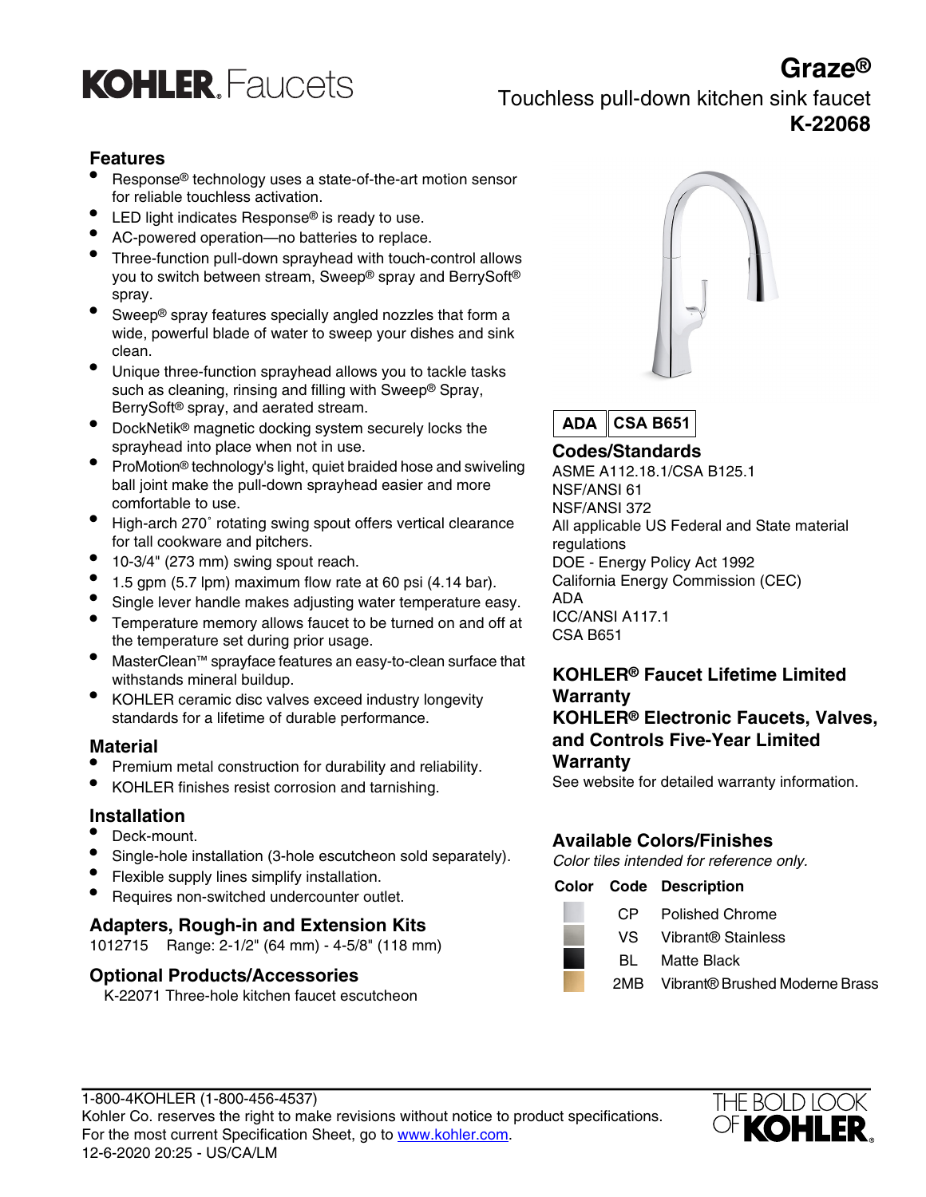# KOHLER. Faucets

## Graze®

Touchless pull-down kitchen sink faucet

**K-22068**

## Features

- Response® technology uses a state-of-the-art motion sensor for reliable touchless activation.
- LED light indicates Response® is ready to use.
- AC-powered operation—no batteries to replace.
- Three-function pull-down sprayhead with touch-control allows you to switch between stream, Sweep® spray and BerrySoft® spray.
- Sweep® spray features specially angled nozzles that form a wide, powerful blade of water to sweep your dishes and sink clean.
- Unique three-function sprayhead allows you to tackle tasks such as cleaning, rinsing and filling with Sweep® Spray, BerrySoft® spray, and aerated stream.
- DockNetik® magnetic docking system securely locks the sprayhead into place when not in use.
- ProMotion® technology's light, quiet braided hose and swiveling ball joint make the pull-down sprayhead easier and more comfortable to use.
- High-arch 270˚ rotating swing spout offers vertical clearance for tall cookware and pitchers.
- 10-3/4" (273 mm) swing spout reach.
- 1.5 gpm (5.7 lpm) maximum flow rate at 60 psi (4.14 bar).
- Single lever handle makes adjusting water temperature easy.
- Temperature memory allows faucet to be turned on and off at the temperature set during prior usage.
- MasterClean™ sprayface features an easy-to-clean surface that withstands mineral buildup.
- KOHLER ceramic disc valves exceed industry longevity standards for a lifetime of durable performance.

## Material

- Premium metal construction for durability and reliability.
- KOHLER finishes resist corrosion and tarnishing.

## Installation

- Deck-mount.
- Single-hole installation (3-hole escutcheon sold separately).
- Flexible supply lines simplify installation.
- Requires non-switched undercounter outlet.

## Adapters, Rough-in and Extension Kits

1012715 Range: 2-1/2" (64 mm) - 4-5/8" (118 mm)

## Optional Products/Accessories

K-22071 Three-hole kitchen faucet escutcheon

**ADA** | **CSA B651**

## Codes/Standards

ASME A112.18.1/CSA B125.1
NSF/ANSI 61
NSF/ANSI 372
All applicable US Federal and State material regulations
DOE - Energy Policy Act 1992
California Energy Commission (CEC)
ADA
ICC/ANSI A117.1
CSA B651

## KOHLER® Faucet Lifetime Limited Warranty

## KOHLER® Electronic Faucets, Valves, and Controls Five-Year Limited Warranty

See website for detailed warranty information.

## Available Colors/Finishes

*Color tiles intended for reference only.*

| Color | Code | Description |
| --- | --- | --- |
| | CP | Polished Chrome |
| | VS | Vibrant® Stainless |
| | BL | Matte Black |
| | 2MB | Vibrant® Brushed Moderne Brass |

1-800-4KOHLER (1-800-456-4537)
Kohler Co. reserves the right to make revisions without notice to product specifications.
For the most current Specification Sheet, go to www.kohler.com.
12-6-2020 20:25 - US/CA/LM

THE BOLD LOOK OF KOHLER.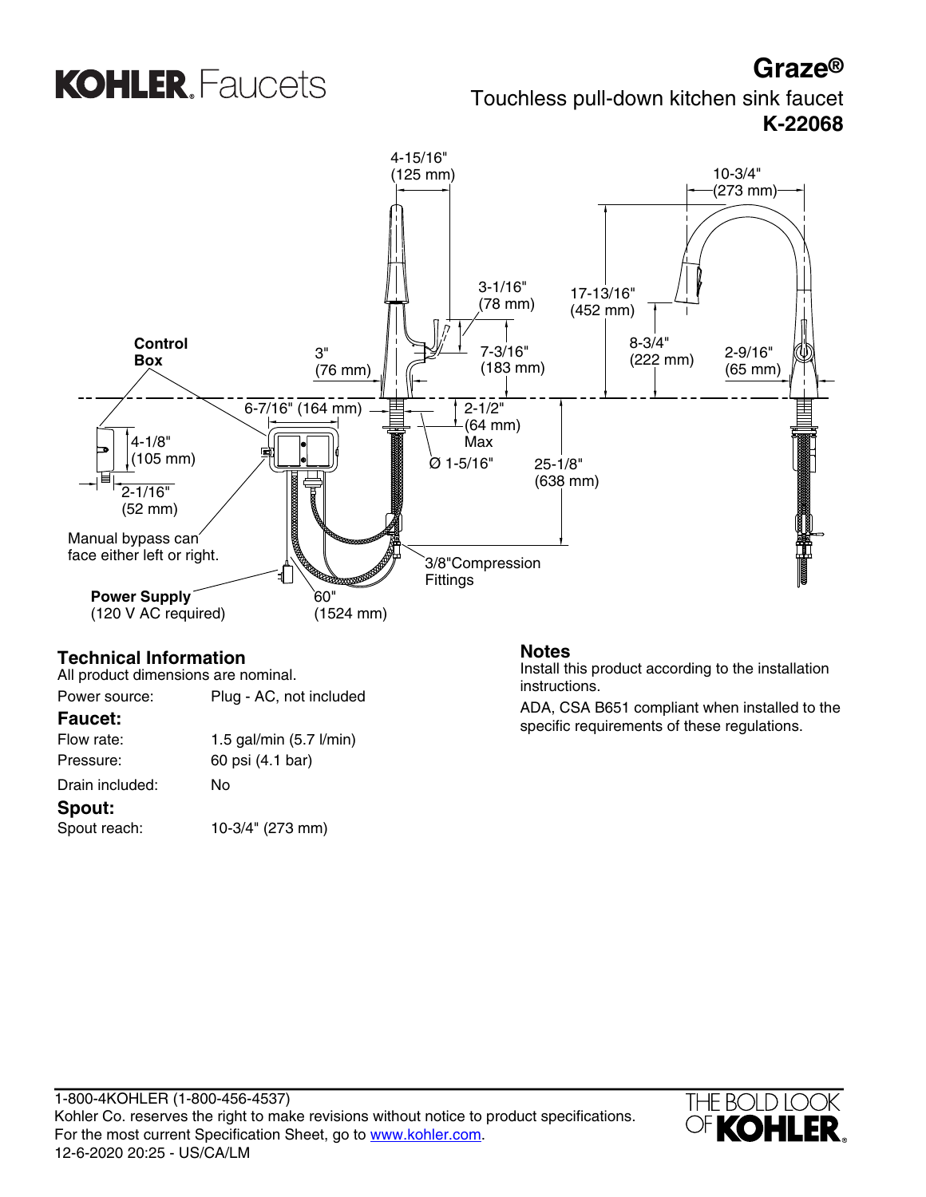# KOHLER. Faucets

## Graze®

Touchless pull-down kitchen sink faucet

**K-22068**

4-15/16"
(125 mm)

10-3/4"
(273 mm)

3-1/16"
(78 mm)

17-13/16"
(452 mm)

**Control Box**

3"
(76 mm)

7-3/16"
(183 mm)

8-3/4"
(222 mm)

2-9/16"
(65 mm)

6-7/16" (164 mm)

2-1/2"
(64 mm)
Max

4-1/8"
(105 mm)

Ø 1-5/16"

25-1/8"
(638 mm)

2-1/16"
(52 mm)

Manual bypass can face either left or right.

3/8"Compression Fittings

**Power Supply**
(120 V AC required)

60"
(1524 mm)

### Technical Information

All product dimensions are nominal.

| | |
|---|---|
| Power source: | Plug - AC, not included |

**Faucet:**

| | |
|---|---|
| Flow rate: | 1.5 gal/min (5.7 l/min) |
| Pressure: | 60 psi (4.1 bar) |
| Drain included: | No |

**Spout:**

| | |
|---|---|
| Spout reach: | 10-3/4" (273 mm) |

### Notes

Install this product according to the installation instructions.

ADA, CSA B651 compliant when installed to the specific requirements of these regulations.

1-800-4KOHLER (1-800-456-4537)
Kohler Co. reserves the right to make revisions without notice to product specifications.
For the most current Specification Sheet, go to www.kohler.com.
12-6-2020 20:25 - US/CA/LM

THE BOLD LOOK OF KOHLER.